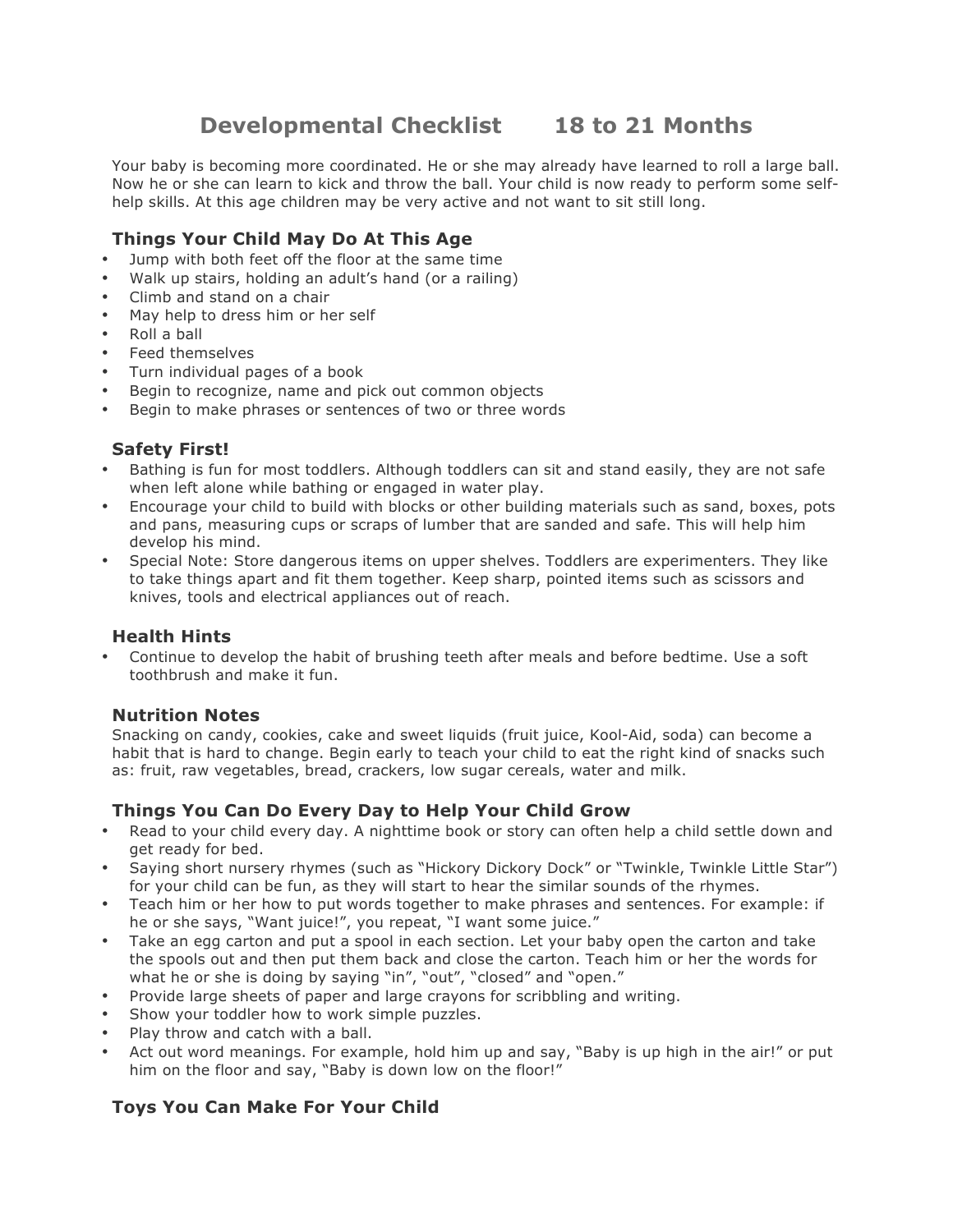# Developmental Checklist 18 to 21 Months

Your baby is becoming more coordinated. He or she may already have learned to roll a large ball. Now he or she can learn to kick and throw the ball. Your child is now ready to perform some self-help skills. At this age children may be very active and not want to sit still long.

## Things Your Child May Do At This Age

- Jump with both feet off the floor at the same time
- Walk up stairs, holding an adult's hand (or a railing)
- Climb and stand on a chair
- May help to dress him or her self
- Roll a ball
- Feed themselves
- Turn individual pages of a book
- Begin to recognize, name and pick out common objects
- Begin to make phrases or sentences of two or three words

## Safety First!

- Bathing is fun for most toddlers. Although toddlers can sit and stand easily, they are not safe when left alone while bathing or engaged in water play.
- Encourage your child to build with blocks or other building materials such as sand, boxes, pots and pans, measuring cups or scraps of lumber that are sanded and safe. This will help him develop his mind.
- Special Note: Store dangerous items on upper shelves. Toddlers are experimenters. They like to take things apart and fit them together. Keep sharp, pointed items such as scissors and knives, tools and electrical appliances out of reach.

## Health Hints

- Continue to develop the habit of brushing teeth after meals and before bedtime. Use a soft toothbrush and make it fun.

## Nutrition Notes

Snacking on candy, cookies, cake and sweet liquids (fruit juice, Kool-Aid, soda) can become a habit that is hard to change. Begin early to teach your child to eat the right kind of snacks such as: fruit, raw vegetables, bread, crackers, low sugar cereals, water and milk.

## Things You Can Do Every Day to Help Your Child Grow

- Read to your child every day. A nighttime book or story can often help a child settle down and get ready for bed.
- Saying short nursery rhymes (such as "Hickory Dickory Dock" or "Twinkle, Twinkle Little Star") for your child can be fun, as they will start to hear the similar sounds of the rhymes.
- Teach him or her how to put words together to make phrases and sentences. For example: if he or she says, "Want juice!", you repeat, "I want some juice."
- Take an egg carton and put a spool in each section. Let your baby open the carton and take the spools out and then put them back and close the carton. Teach him or her the words for what he or she is doing by saying "in", "out", "closed" and "open."
- Provide large sheets of paper and large crayons for scribbling and writing.
- Show your toddler how to work simple puzzles.
- Play throw and catch with a ball.
- Act out word meanings. For example, hold him up and say, "Baby is up high in the air!" or put him on the floor and say, "Baby is down low on the floor!"

## Toys You Can Make For Your Child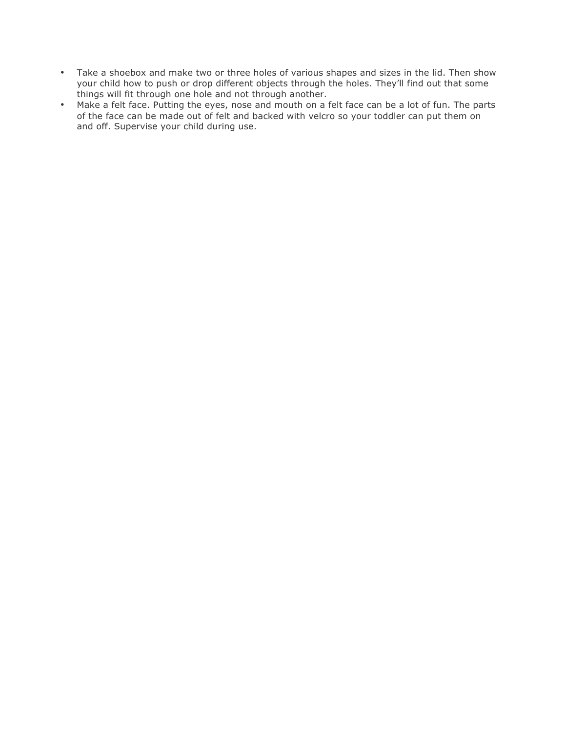- Take a shoebox and make two or three holes of various shapes and sizes in the lid. Then show your child how to push or drop different objects through the holes. They'll find out that some things will fit through one hole and not through another.
- Make a felt face. Putting the eyes, nose and mouth on a felt face can be a lot of fun. The parts of the face can be made out of felt and backed with velcro so your toddler can put them on and off. Supervise your child during use.